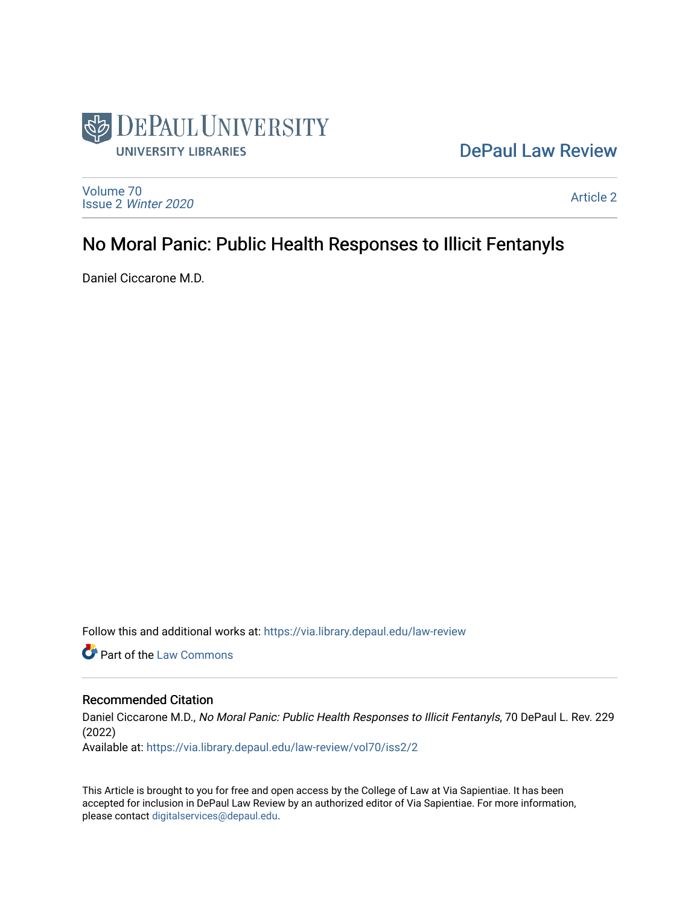DePaul University Libraries

DePaul Law Review

Volume 70
Issue 2 *Winter 2020*

Article 2

# No Moral Panic: Public Health Responses to Illicit Fentanyls

Daniel Ciccarone M.D.

Follow this and additional works at: https://via.library.depaul.edu/law-review

Part of the Law Commons

## Recommended Citation

Daniel Ciccarone M.D., *No Moral Panic: Public Health Responses to Illicit Fentanyls*, 70 DePaul L. Rev. 229 (2022)

Available at: https://via.library.depaul.edu/law-review/vol70/iss2/2

This Article is brought to you for free and open access by the College of Law at Via Sapientiae. It has been accepted for inclusion in DePaul Law Review by an authorized editor of Via Sapientiae. For more information, please contact digitalservices@depaul.edu.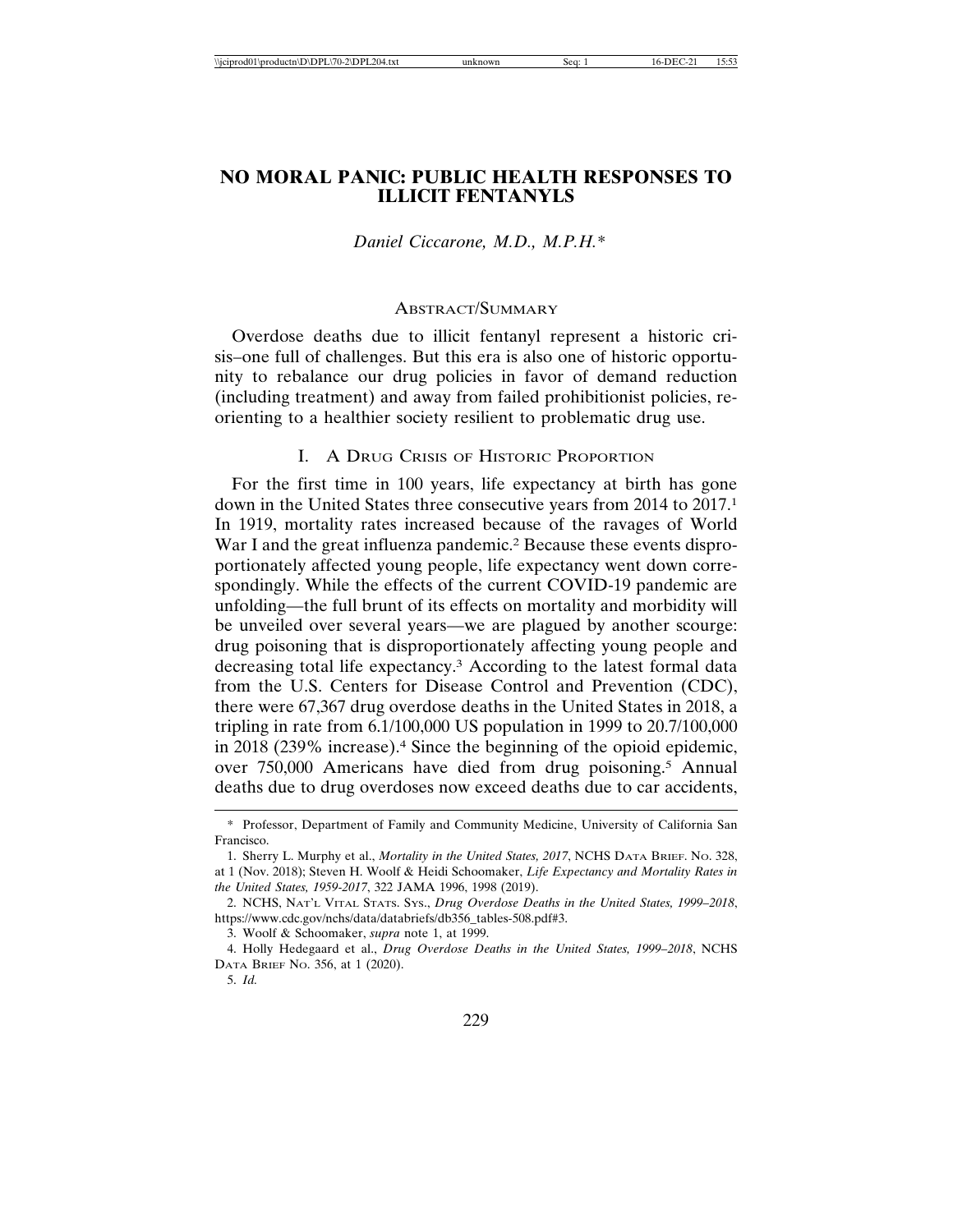# NO MORAL PANIC: PUBLIC HEALTH RESPONSES TO ILLICIT FENTANYLS

*Daniel Ciccarone, M.D., M.P.H.**

## ABSTRACT/SUMMARY

Overdose deaths due to illicit fentanyl represent a historic crisis–one full of challenges. But this era is also one of historic opportunity to rebalance our drug policies in favor of demand reduction (including treatment) and away from failed prohibitionist policies, reorienting to a healthier society resilient to problematic drug use.

## I. A DRUG CRISIS OF HISTORIC PROPORTION

For the first time in 100 years, life expectancy at birth has gone down in the United States three consecutive years from 2014 to 2017.[1] In 1919, mortality rates increased because of the ravages of World War I and the great influenza pandemic.[2] Because these events disproportionately affected young people, life expectancy went down correspondingly. While the effects of the current COVID-19 pandemic are unfolding—the full brunt of its effects on mortality and morbidity will be unveiled over several years—we are plagued by another scourge: drug poisoning that is disproportionately affecting young people and decreasing total life expectancy.[3] According to the latest formal data from the U.S. Centers for Disease Control and Prevention (CDC), there were 67,367 drug overdose deaths in the United States in 2018, a tripling in rate from 6.1/100,000 US population in 1999 to 20.7/100,000 in 2018 (239% increase).[4] Since the beginning of the opioid epidemic, over 750,000 Americans have died from drug poisoning.[5] Annual deaths due to drug overdoses now exceed deaths due to car accidents,

---

\* Professor, Department of Family and Community Medicine, University of California San Francisco.

1. Sherry L. Murphy et al., *Mortality in the United States, 2017*, NCHS DATA BRIEF. NO. 328, at 1 (Nov. 2018); Steven H. Woolf & Heidi Schoomaker, *Life Expectancy and Mortality Rates in the United States, 1959-2017*, 322 JAMA 1996, 1998 (2019).

2. NCHS, NAT'L VITAL STATS. SYS., *Drug Overdose Deaths in the United States, 1999–2018*, https://www.cdc.gov/nchs/data/databriefs/db356_tables-508.pdf#3.

3. Woolf & Schoomaker, *supra* note 1, at 1999.

4. Holly Hedegaard et al., *Drug Overdose Deaths in the United States, 1999–2018*, NCHS DATA BRIEF NO. 356, at 1 (2020).

5. *Id.*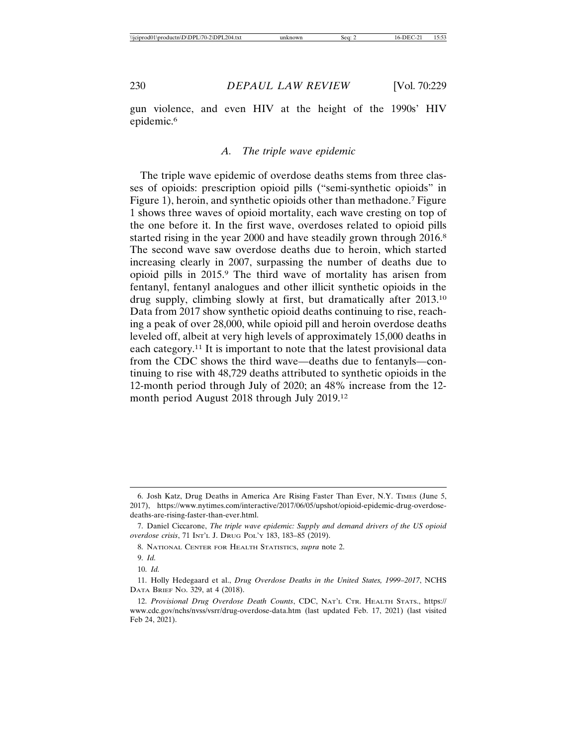gun violence, and even HIV at the height of the 1990s' HIV epidemic.[6]

### *A. The triple wave epidemic*

The triple wave epidemic of overdose deaths stems from three classes of opioids: prescription opioid pills ("semi-synthetic opioids" in Figure 1), heroin, and synthetic opioids other than methadone.[7] Figure 1 shows three waves of opioid mortality, each wave cresting on top of the one before it. In the first wave, overdoses related to opioid pills started rising in the year 2000 and have steadily grown through 2016.[8] The second wave saw overdose deaths due to heroin, which started increasing clearly in 2007, surpassing the number of deaths due to opioid pills in 2015.[9] The third wave of mortality has arisen from fentanyl, fentanyl analogues and other illicit synthetic opioids in the drug supply, climbing slowly at first, but dramatically after 2013.[10] Data from 2017 show synthetic opioid deaths continuing to rise, reaching a peak of over 28,000, while opioid pill and heroin overdose deaths leveled off, albeit at very high levels of approximately 15,000 deaths in each category.[11] It is important to note that the latest provisional data from the CDC shows the third wave—deaths due to fentanyls—continuing to rise with 48,729 deaths attributed to synthetic opioids in the 12-month period through July of 2020; an 48% increase from the 12-month period August 2018 through July 2019.[12]

---

6. Josh Katz, Drug Deaths in America Are Rising Faster Than Ever, N.Y. Times (June 5, 2017), https://www.nytimes.com/interactive/2017/06/05/upshot/opioid-epidemic-drug-overdose-deaths-are-rising-faster-than-ever.html.

7. Daniel Ciccarone, *The triple wave epidemic: Supply and demand drivers of the US opioid overdose crisis*, 71 Int'l J. Drug Pol'y 183, 183–85 (2019).

8. National Center for Health Statistics, *supra* note 2.

9. *Id.*

10. *Id.*

11. Holly Hedegaard et al., *Drug Overdose Deaths in the United States, 1999–2017*, NCHS Data Brief No. 329, at 4 (2018).

12. *Provisional Drug Overdose Death Counts*, CDC, Nat'l Ctr. Health Stats., https://www.cdc.gov/nchs/nvss/vsrr/drug-overdose-data.htm (last updated Feb. 17, 2021) (last visited Feb 24, 2021).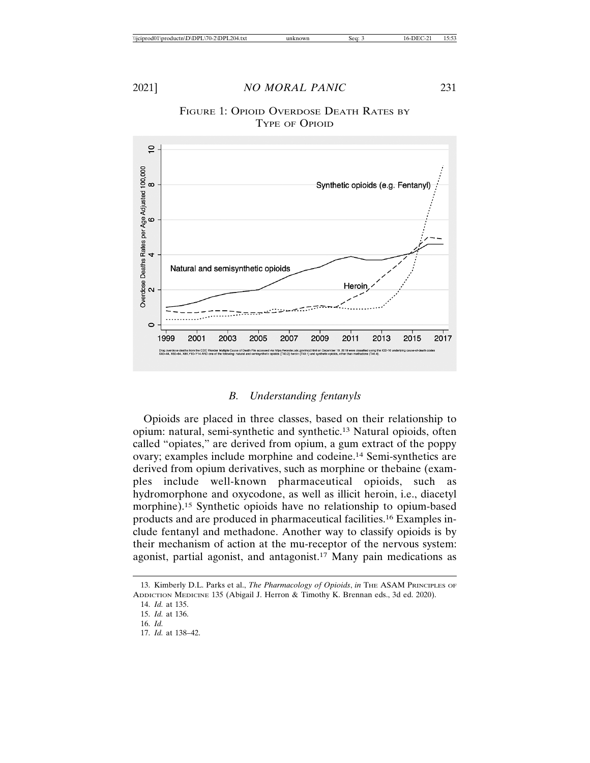FIGURE 1: OPIOID OVERDOSE DEATH RATES BY TYPE OF OPIOID

Drug overdose deaths from the CDC Wonder Multiple Cause of Death File accessed via https://wonder.cdc.gov/mcd.html on December 19, 2018 were classified using the ICD-10 underlying cause-of-death codes X40–44, X60–64, X85, Y10–Y14 AND one of the following: natural and semisynthetic opioids (T40.2) heroin (T40.1) and synthetic opioids, other than methadone (T40.4).

### *B. Understanding fentanyls*

Opioids are placed in three classes, based on their relationship to opium: natural, semi-synthetic and synthetic.[13] Natural opioids, often called "opiates," are derived from opium, a gum extract of the poppy ovary; examples include morphine and codeine.[14] Semi-synthetics are derived from opium derivatives, such as morphine or thebaine (examples include well-known pharmaceutical opioids, such as hydromorphone and oxycodone, as well as illicit heroin, i.e., diacetyl morphine).[15] Synthetic opioids have no relationship to opium-based products and are produced in pharmaceutical facilities.[16] Examples include fentanyl and methadone. Another way to classify opioids is by their mechanism of action at the mu-receptor of the nervous system: agonist, partial agonist, and antagonist.[17] Many pain medications as

---

13. Kimberly D.L. Parks et al., *The Pharmacology of Opioids*, *in* THE ASAM PRINCIPLES OF ADDICTION MEDICINE 135 (Abigail J. Herron & Timothy K. Brennan eds., 3d ed. 2020).

14. *Id.* at 135.

15. *Id.* at 136.

16. *Id.*

17. *Id.* at 138–42.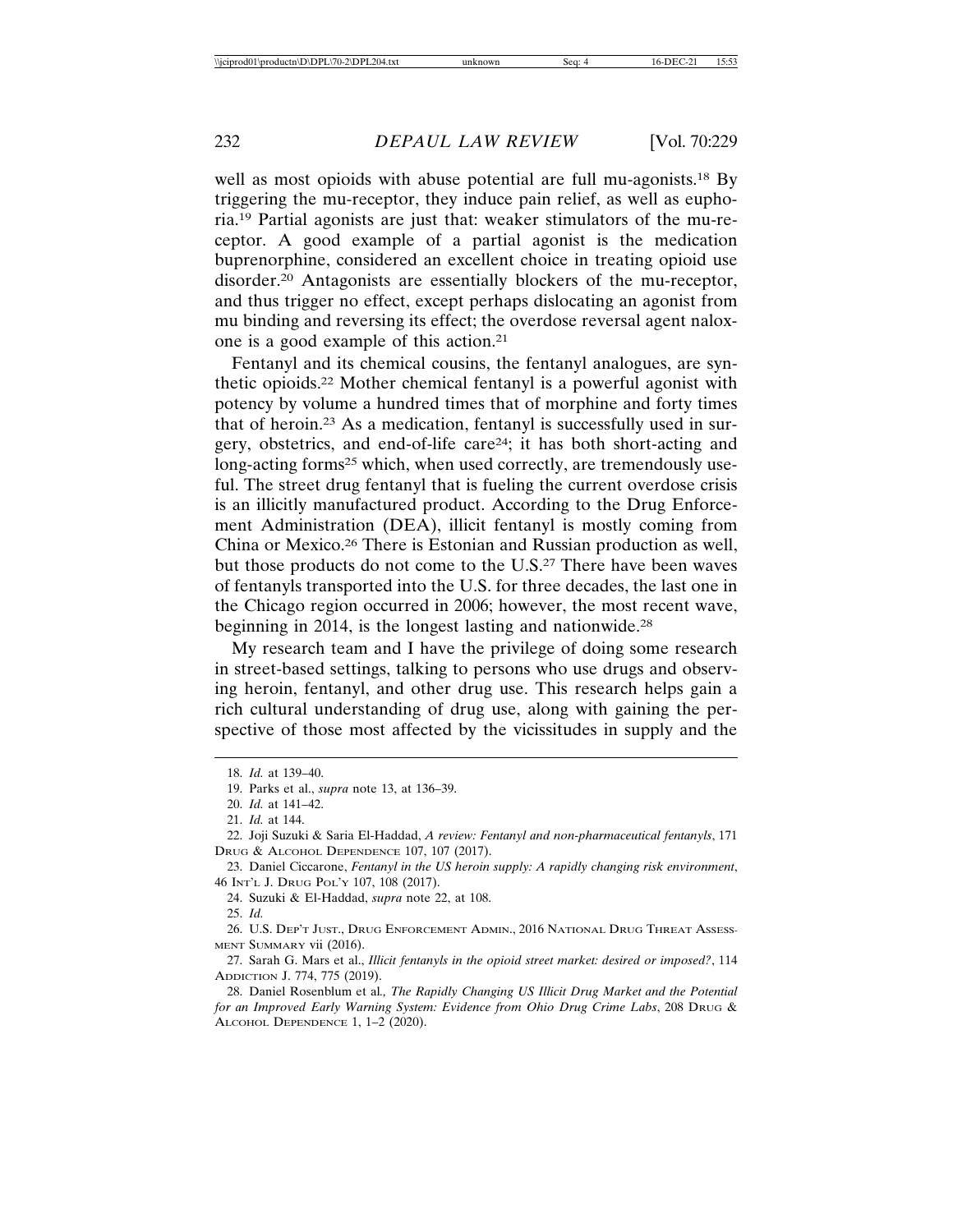well as most opioids with abuse potential are full mu-agonists.[18] By triggering the mu-receptor, they induce pain relief, as well as euphoria.[19] Partial agonists are just that: weaker stimulators of the mu-receptor. A good example of a partial agonist is the medication buprenorphine, considered an excellent choice in treating opioid use disorder.[20] Antagonists are essentially blockers of the mu-receptor, and thus trigger no effect, except perhaps dislocating an agonist from mu binding and reversing its effect; the overdose reversal agent naloxone is a good example of this action.[21]

Fentanyl and its chemical cousins, the fentanyl analogues, are synthetic opioids.[22] Mother chemical fentanyl is a powerful agonist with potency by volume a hundred times that of morphine and forty times that of heroin.[23] As a medication, fentanyl is successfully used in surgery, obstetrics, and end-of-life care[24]; it has both short-acting and long-acting forms[25] which, when used correctly, are tremendously useful. The street drug fentanyl that is fueling the current overdose crisis is an illicitly manufactured product. According to the Drug Enforcement Administration (DEA), illicit fentanyl is mostly coming from China or Mexico.[26] There is Estonian and Russian production as well, but those products do not come to the U.S.[27] There have been waves of fentanyls transported into the U.S. for three decades, the last one in the Chicago region occurred in 2006; however, the most recent wave, beginning in 2014, is the longest lasting and nationwide.[28]

My research team and I have the privilege of doing some research in street-based settings, talking to persons who use drugs and observing heroin, fentanyl, and other drug use. This research helps gain a rich cultural understanding of drug use, along with gaining the perspective of those most affected by the vicissitudes in supply and the

---

18. *Id.* at 139–40.

19. Parks et al., *supra* note 13, at 136–39.

20. *Id.* at 141–42.

21. *Id.* at 144.

22. Joji Suzuki & Saria El-Haddad, *A review: Fentanyl and non-pharmaceutical fentanyls*, 171 DRUG & ALCOHOL DEPENDENCE 107, 107 (2017).

23. Daniel Ciccarone, *Fentanyl in the US heroin supply: A rapidly changing risk environment*, 46 INT'L J. DRUG POL'Y 107, 108 (2017).

24. Suzuki & El-Haddad, *supra* note 22, at 108.

25. *Id.*

26. U.S. DEP'T JUST., DRUG ENFORCEMENT ADMIN., 2016 NATIONAL DRUG THREAT ASSESSMENT SUMMARY vii (2016).

27. Sarah G. Mars et al., *Illicit fentanyls in the opioid street market: desired or imposed?*, 114 ADDICTION J. 774, 775 (2019).

28. Daniel Rosenblum et al.*, The Rapidly Changing US Illicit Drug Market and the Potential for an Improved Early Warning System: Evidence from Ohio Drug Crime Labs*, 208 DRUG & ALCOHOL DEPENDENCE 1, 1–2 (2020).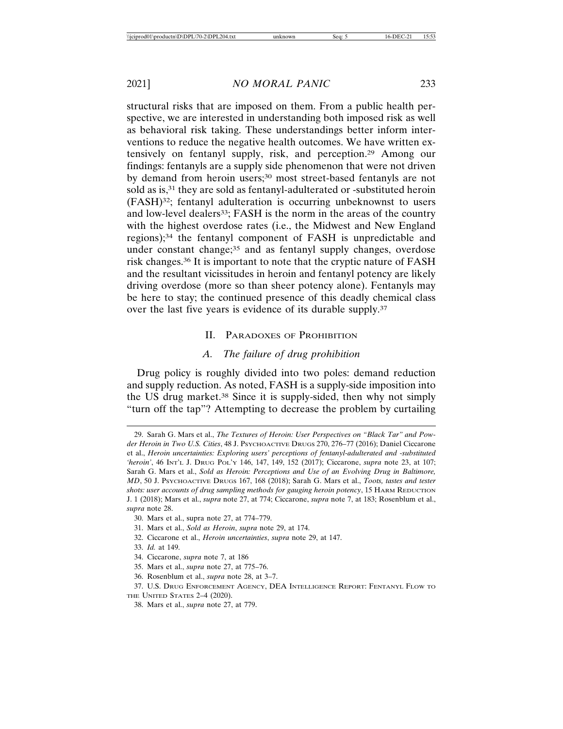structural risks that are imposed on them. From a public health perspective, we are interested in understanding both imposed risk as well as behavioral risk taking. These understandings better inform interventions to reduce the negative health outcomes. We have written extensively on fentanyl supply, risk, and perception.[29] Among our findings: fentanyls are a supply side phenomenon that were not driven by demand from heroin users;[30] most street-based fentanyls are not sold as is,[31] they are sold as fentanyl-adulterated or -substituted heroin (FASH)[32]; fentanyl adulteration is occurring unbeknownst to users and low-level dealers[33]; FASH is the norm in the areas of the country with the highest overdose rates (i.e., the Midwest and New England regions);[34] the fentanyl component of FASH is unpredictable and under constant change;[35] and as fentanyl supply changes, overdose risk changes.[36] It is important to note that the cryptic nature of FASH and the resultant vicissitudes in heroin and fentanyl potency are likely driving overdose (more so than sheer potency alone). Fentanyls may be here to stay; the continued presence of this deadly chemical class over the last five years is evidence of its durable supply.[37]

## II. Paradoxes of Prohibition

### A. *The failure of drug prohibition*

Drug policy is roughly divided into two poles: demand reduction and supply reduction. As noted, FASH is a supply-side imposition into the US drug market.[38] Since it is supply-sided, then why not simply "turn off the tap"? Attempting to decrease the problem by curtailing

---

29. Sarah G. Mars et al., *The Textures of Heroin: User Perspectives on "Black Tar" and Powder Heroin in Two U.S. Cities*, 48 J. Psychoactive Drugs 270, 276–77 (2016); Daniel Ciccarone et al., *Heroin uncertainties: Exploring users' perceptions of fentanyl-adulterated and -substituted 'heroin'*, 46 Int'l J. Drug Pol'y 146, 147, 149, 152 (2017); Ciccarone, *supra* note 23, at 107; Sarah G. Mars et al., *Sold as Heroin: Perceptions and Use of an Evolving Drug in Baltimore, MD*, 50 J. Psychoactive Drugs 167, 168 (2018); Sarah G. Mars et al., *Toots, tastes and tester shots: user accounts of drug sampling methods for gauging heroin potency*, 15 Harm Reduction J. 1 (2018); Mars et al., *supra* note 27, at 774; Ciccarone, *supra* note 7, at 183; Rosenblum et al., *supra* note 28.

30. Mars et al., supra note 27, at 774–779.

31. Mars et al., *Sold as Heroin*, *supra* note 29, at 174.

32. Ciccarone et al., *Heroin uncertainties*, *supra* note 29, at 147.

33. *Id.* at 149.

34. Ciccarone, *supra* note 7, at 186

35. Mars et al., *supra* note 27, at 775–76.

36. Rosenblum et al., *supra* note 28, at 3–7.

37. U.S. Drug Enforcement Agency, DEA Intelligence Report: Fentanyl Flow to the United States 2–4 (2020).

38. Mars et al., *supra* note 27, at 779.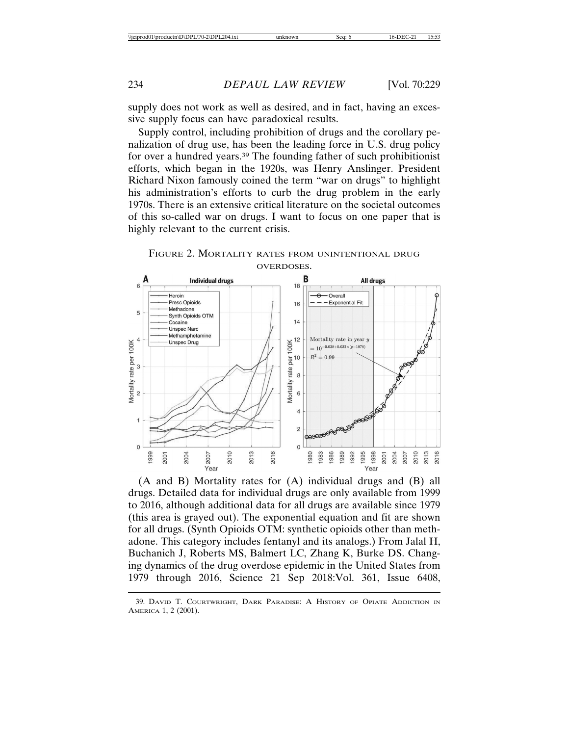supply does not work as well as desired, and in fact, having an excessive supply focus can have paradoxical results.

Supply control, including prohibition of drugs and the corollary penalization of drug use, has been the leading force in U.S. drug policy for over a hundred years.[39] The founding father of such prohibitionist efforts, which began in the 1920s, was Henry Anslinger. President Richard Nixon famously coined the term "war on drugs" to highlight his administration's efforts to curb the drug problem in the early 1970s. There is an extensive critical literature on the societal outcomes of this so-called war on drugs. I want to focus on one paper that is highly relevant to the current crisis.

FIGURE 2. MORTALITY RATES FROM UNINTENTIONAL DRUG OVERDOSES.

(A and B) Mortality rates for (A) individual drugs and (B) all drugs. Detailed data for individual drugs are only available from 1999 to 2016, although additional data for all drugs are available since 1979 (this area is grayed out). The exponential equation and fit are shown for all drugs. (Synth Opioids OTM: synthetic opioids other than methadone. This category includes fentanyl and its analogs.) From Jalal H, Buchanich J, Roberts MS, Balmert LC, Zhang K, Burke DS. Changing dynamics of the drug overdose epidemic in the United States from 1979 through 2016, Science 21 Sep 2018:Vol. 361, Issue 6408,

39. DAVID T. COURTWRIGHT, DARK PARADISE: A HISTORY OF OPIATE ADDICTION IN AMERICA 1, 2 (2001).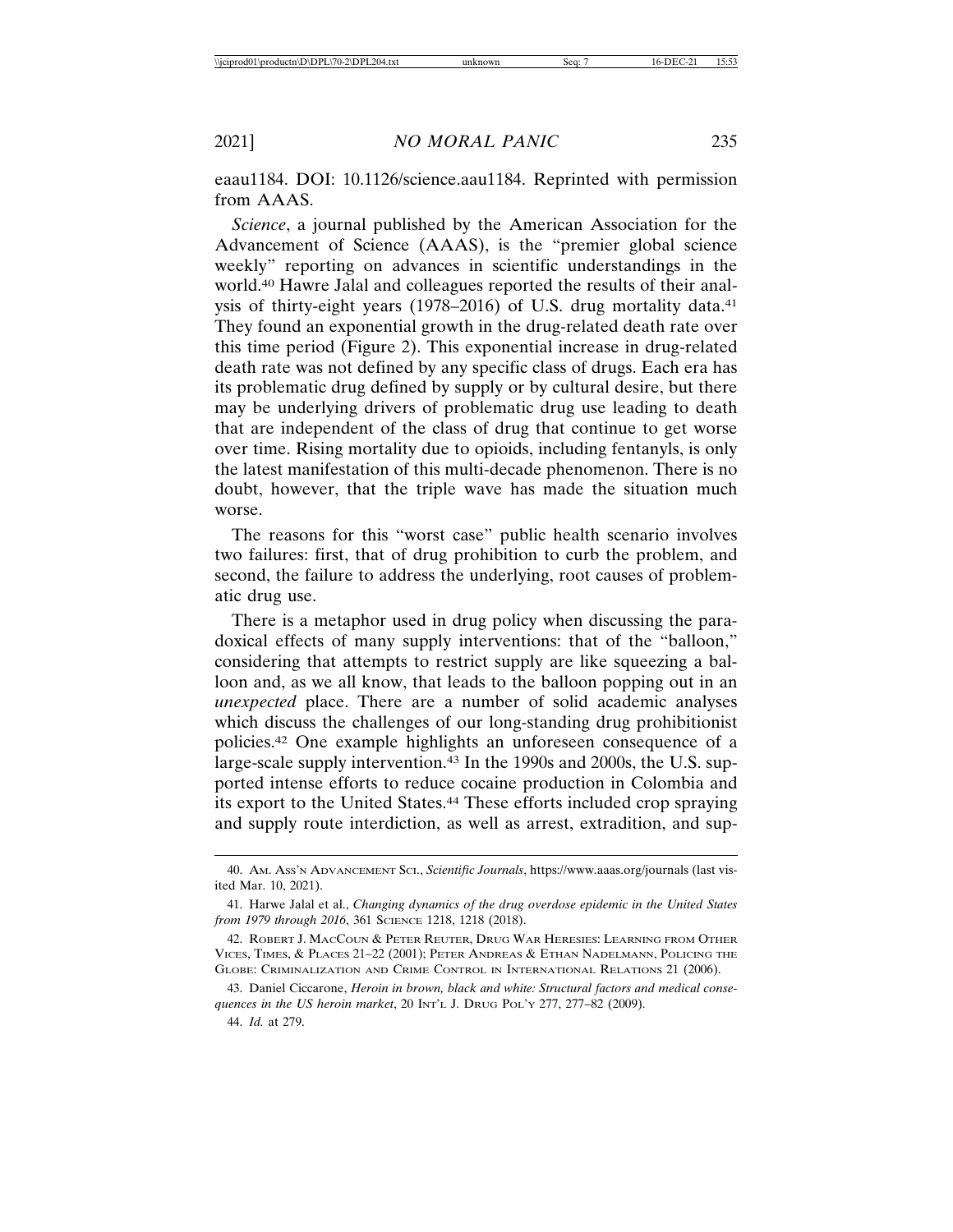eaau1184. DOI: 10.1126/science.aau1184. Reprinted with permission from AAAS.

*Science*, a journal published by the American Association for the Advancement of Science (AAAS), is the "premier global science weekly" reporting on advances in scientific understandings in the world.[40] Hawre Jalal and colleagues reported the results of their analysis of thirty-eight years (1978–2016) of U.S. drug mortality data.[41] They found an exponential growth in the drug-related death rate over this time period (Figure 2). This exponential increase in drug-related death rate was not defined by any specific class of drugs. Each era has its problematic drug defined by supply or by cultural desire, but there may be underlying drivers of problematic drug use leading to death that are independent of the class of drug that continue to get worse over time. Rising mortality due to opioids, including fentanyls, is only the latest manifestation of this multi-decade phenomenon. There is no doubt, however, that the triple wave has made the situation much worse.

The reasons for this "worst case" public health scenario involves two failures: first, that of drug prohibition to curb the problem, and second, the failure to address the underlying, root causes of problematic drug use.

There is a metaphor used in drug policy when discussing the paradoxical effects of many supply interventions: that of the "balloon," considering that attempts to restrict supply are like squeezing a balloon and, as we all know, that leads to the balloon popping out in an *unexpected* place. There are a number of solid academic analyses which discuss the challenges of our long-standing drug prohibitionist policies.[42] One example highlights an unforeseen consequence of a large-scale supply intervention.[43] In the 1990s and 2000s, the U.S. supported intense efforts to reduce cocaine production in Colombia and its export to the United States.[44] These efforts included crop spraying and supply route interdiction, as well as arrest, extradition, and sup-

---

40. Am. Ass'n Advancement Sci., *Scientific Journals*, https://www.aaas.org/journals (last visited Mar. 10, 2021).

41. Harwe Jalal et al., *Changing dynamics of the drug overdose epidemic in the United States from 1979 through 2016*, 361 Science 1218, 1218 (2018).

42. Robert J. MacCoun & Peter Reuter, Drug War Heresies: Learning from Other Vices, Times, & Places 21–22 (2001); Peter Andreas & Ethan Nadelmann, Policing the Globe: Criminalization and Crime Control in International Relations 21 (2006).

43. Daniel Ciccarone, *Heroin in brown, black and white: Structural factors and medical consequences in the US heroin market*, 20 Int'l J. Drug Pol'y 277, 277–82 (2009).

44. *Id.* at 279.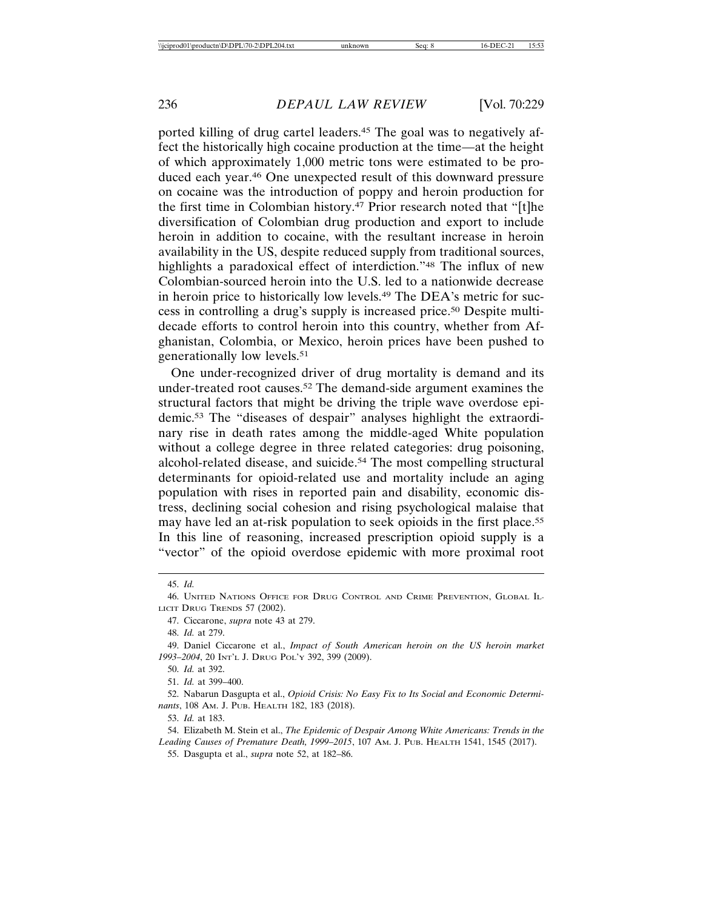ported killing of drug cartel leaders.[45] The goal was to negatively affect the historically high cocaine production at the time—at the height of which approximately 1,000 metric tons were estimated to be produced each year.[46] One unexpected result of this downward pressure on cocaine was the introduction of poppy and heroin production for the first time in Colombian history.[47] Prior research noted that "[t]he diversification of Colombian drug production and export to include heroin in addition to cocaine, with the resultant increase in heroin availability in the US, despite reduced supply from traditional sources, highlights a paradoxical effect of interdiction."[48] The influx of new Colombian-sourced heroin into the U.S. led to a nationwide decrease in heroin price to historically low levels.[49] The DEA's metric for success in controlling a drug's supply is increased price.[50] Despite multi-decade efforts to control heroin into this country, whether from Afghanistan, Colombia, or Mexico, heroin prices have been pushed to generationally low levels.[51]

One under-recognized driver of drug mortality is demand and its under-treated root causes.[52] The demand-side argument examines the structural factors that might be driving the triple wave overdose epidemic.[53] The "diseases of despair" analyses highlight the extraordinary rise in death rates among the middle-aged White population without a college degree in three related categories: drug poisoning, alcohol-related disease, and suicide.[54] The most compelling structural determinants for opioid-related use and mortality include an aging population with rises in reported pain and disability, economic distress, declining social cohesion and rising psychological malaise that may have led an at-risk population to seek opioids in the first place.[55] In this line of reasoning, increased prescription opioid supply is a "vector" of the opioid overdose epidemic with more proximal root

---

45. *Id.*

46. United Nations Office for Drug Control and Crime Prevention, Global Illicit Drug Trends 57 (2002).

47. Ciccarone, *supra* note 43 at 279.

48. *Id.* at 279.

49. Daniel Ciccarone et al., *Impact of South American heroin on the US heroin market 1993–2004*, 20 Int'l J. Drug Pol'y 392, 399 (2009).

50. *Id.* at 392.

51. *Id.* at 399–400.

52. Nabarun Dasgupta et al., *Opioid Crisis: No Easy Fix to Its Social and Economic Determinants*, 108 Am. J. Pub. Health 182, 183 (2018).

53. *Id.* at 183.

54. Elizabeth M. Stein et al., *The Epidemic of Despair Among White Americans: Trends in the Leading Causes of Premature Death, 1999–2015*, 107 Am. J. Pub. Health 1541, 1545 (2017).

55. Dasgupta et al., *supra* note 52, at 182–86.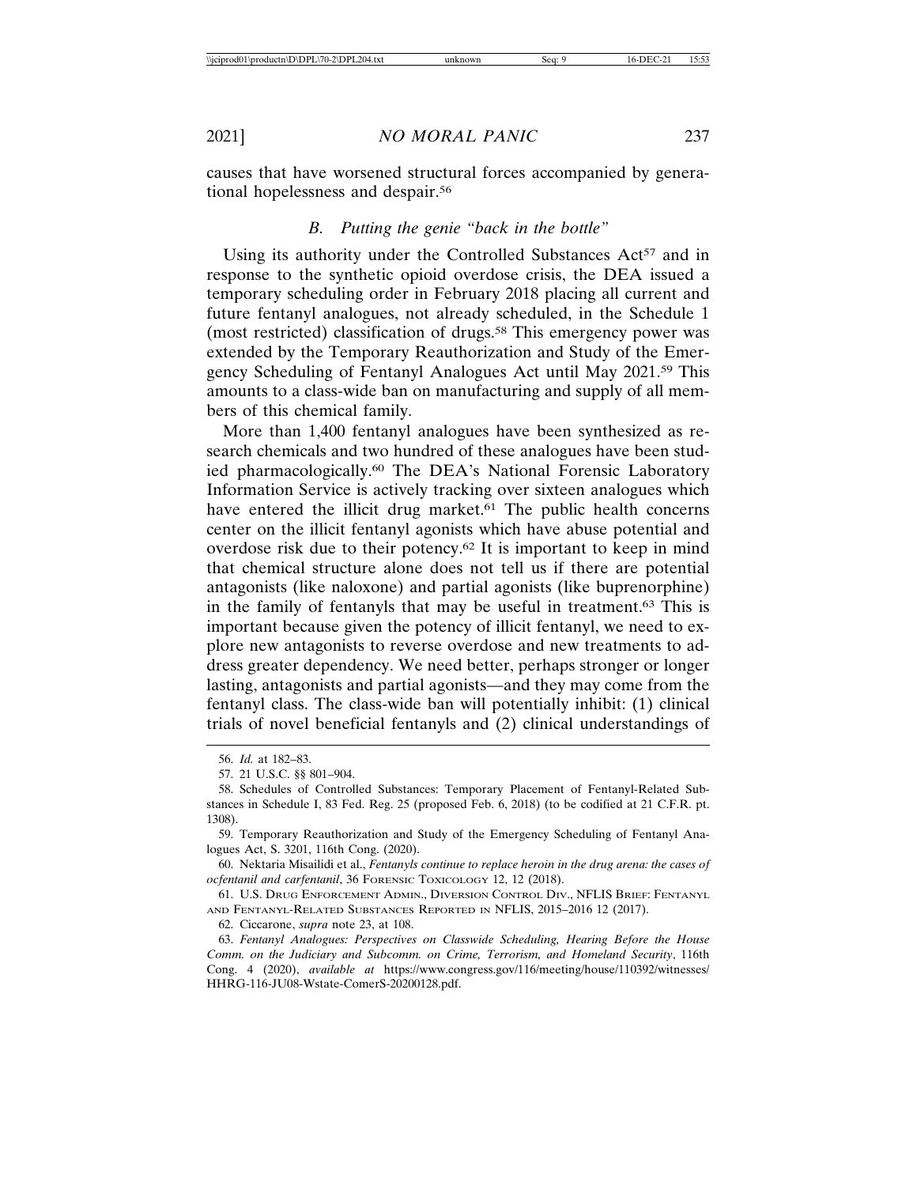causes that have worsened structural forces accompanied by generational hopelessness and despair.[56]

### *B. Putting the genie "back in the bottle"*

Using its authority under the Controlled Substances Act[57] and in response to the synthetic opioid overdose crisis, the DEA issued a temporary scheduling order in February 2018 placing all current and future fentanyl analogues, not already scheduled, in the Schedule 1 (most restricted) classification of drugs.[58] This emergency power was extended by the Temporary Reauthorization and Study of the Emergency Scheduling of Fentanyl Analogues Act until May 2021.[59] This amounts to a class-wide ban on manufacturing and supply of all members of this chemical family.

More than 1,400 fentanyl analogues have been synthesized as research chemicals and two hundred of these analogues have been studied pharmacologically.[60] The DEA's National Forensic Laboratory Information Service is actively tracking over sixteen analogues which have entered the illicit drug market.[61] The public health concerns center on the illicit fentanyl agonists which have abuse potential and overdose risk due to their potency.[62] It is important to keep in mind that chemical structure alone does not tell us if there are potential antagonists (like naloxone) and partial agonists (like buprenorphine) in the family of fentanyls that may be useful in treatment.[63] This is important because given the potency of illicit fentanyl, we need to explore new antagonists to reverse overdose and new treatments to address greater dependency. We need better, perhaps stronger or longer lasting, antagonists and partial agonists—and they may come from the fentanyl class. The class-wide ban will potentially inhibit: (1) clinical trials of novel beneficial fentanyls and (2) clinical understandings of

---

56. *Id.* at 182–83.

57. 21 U.S.C. §§ 801–904.

58. Schedules of Controlled Substances: Temporary Placement of Fentanyl-Related Substances in Schedule I, 83 Fed. Reg. 25 (proposed Feb. 6, 2018) (to be codified at 21 C.F.R. pt. 1308).

59. Temporary Reauthorization and Study of the Emergency Scheduling of Fentanyl Analogues Act, S. 3201, 116th Cong. (2020).

60. Nektaria Misailidi et al., *Fentanyls continue to replace heroin in the drug arena: the cases of ocfentanil and carfentanil*, 36 FORENSIC TOXICOLOGY 12, 12 (2018).

61. U.S. DRUG ENFORCEMENT ADMIN., DIVERSION CONTROL DIV., NFLIS BRIEF: FENTANYL AND FENTANYL-RELATED SUBSTANCES REPORTED IN NFLIS, 2015–2016 12 (2017).

62. Ciccarone, *supra* note 23, at 108.

63. *Fentanyl Analogues: Perspectives on Classwide Scheduling, Hearing Before the House Comm. on the Judiciary and Subcomm. on Crime, Terrorism, and Homeland Security*, 116th Cong. 4 (2020), *available at* https://www.congress.gov/116/meeting/house/110392/witnesses/HHRG-116-JU08-Wstate-ComerS-20200128.pdf.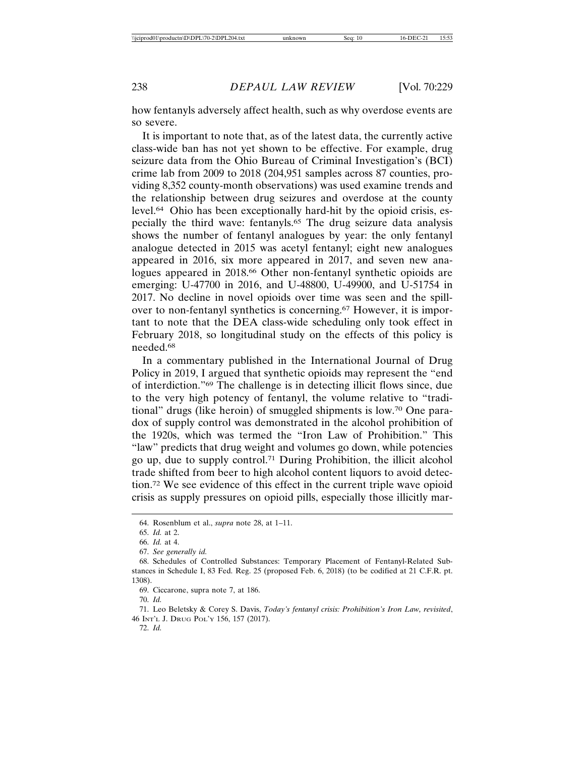how fentanyls adversely affect health, such as why overdose events are so severe.

It is important to note that, as of the latest data, the currently active class-wide ban has not yet shown to be effective. For example, drug seizure data from the Ohio Bureau of Criminal Investigation's (BCI) crime lab from 2009 to 2018 (204,951 samples across 87 counties, providing 8,352 county-month observations) was used examine trends and the relationship between drug seizures and overdose at the county level.[64] Ohio has been exceptionally hard-hit by the opioid crisis, especially the third wave: fentanyls.[65] The drug seizure data analysis shows the number of fentanyl analogues by year: the only fentanyl analogue detected in 2015 was acetyl fentanyl; eight new analogues appeared in 2016, six more appeared in 2017, and seven new analogues appeared in 2018.[66] Other non-fentanyl synthetic opioids are emerging: U-47700 in 2016, and U-48800, U-49900, and U-51754 in 2017. No decline in novel opioids over time was seen and the spillover to non-fentanyl synthetics is concerning.[67] However, it is important to note that the DEA class-wide scheduling only took effect in February 2018, so longitudinal study on the effects of this policy is needed.[68]

In a commentary published in the International Journal of Drug Policy in 2019, I argued that synthetic opioids may represent the "end of interdiction."[69] The challenge is in detecting illicit flows since, due to the very high potency of fentanyl, the volume relative to "traditional" drugs (like heroin) of smuggled shipments is low.[70] One paradox of supply control was demonstrated in the alcohol prohibition of the 1920s, which was termed the "Iron Law of Prohibition." This "law" predicts that drug weight and volumes go down, while potencies go up, due to supply control.[71] During Prohibition, the illicit alcohol trade shifted from beer to high alcohol content liquors to avoid detection.[72] We see evidence of this effect in the current triple wave opioid crisis as supply pressures on opioid pills, especially those illicitly mar-

---

64. Rosenblum et al., *supra* note 28, at 1–11.

65. *Id.* at 2.

66. *Id.* at 4.

67. *See generally id.*

68. Schedules of Controlled Substances: Temporary Placement of Fentanyl-Related Substances in Schedule I, 83 Fed. Reg. 25 (proposed Feb. 6, 2018) (to be codified at 21 C.F.R. pt. 1308).

69. Ciccarone, supra note 7, at 186.

70. *Id.*

71. Leo Beletsky & Corey S. Davis, *Today's fentanyl crisis: Prohibition's Iron Law, revisited*, 46 INT'L J. DRUG POL'Y 156, 157 (2017).

72. *Id.*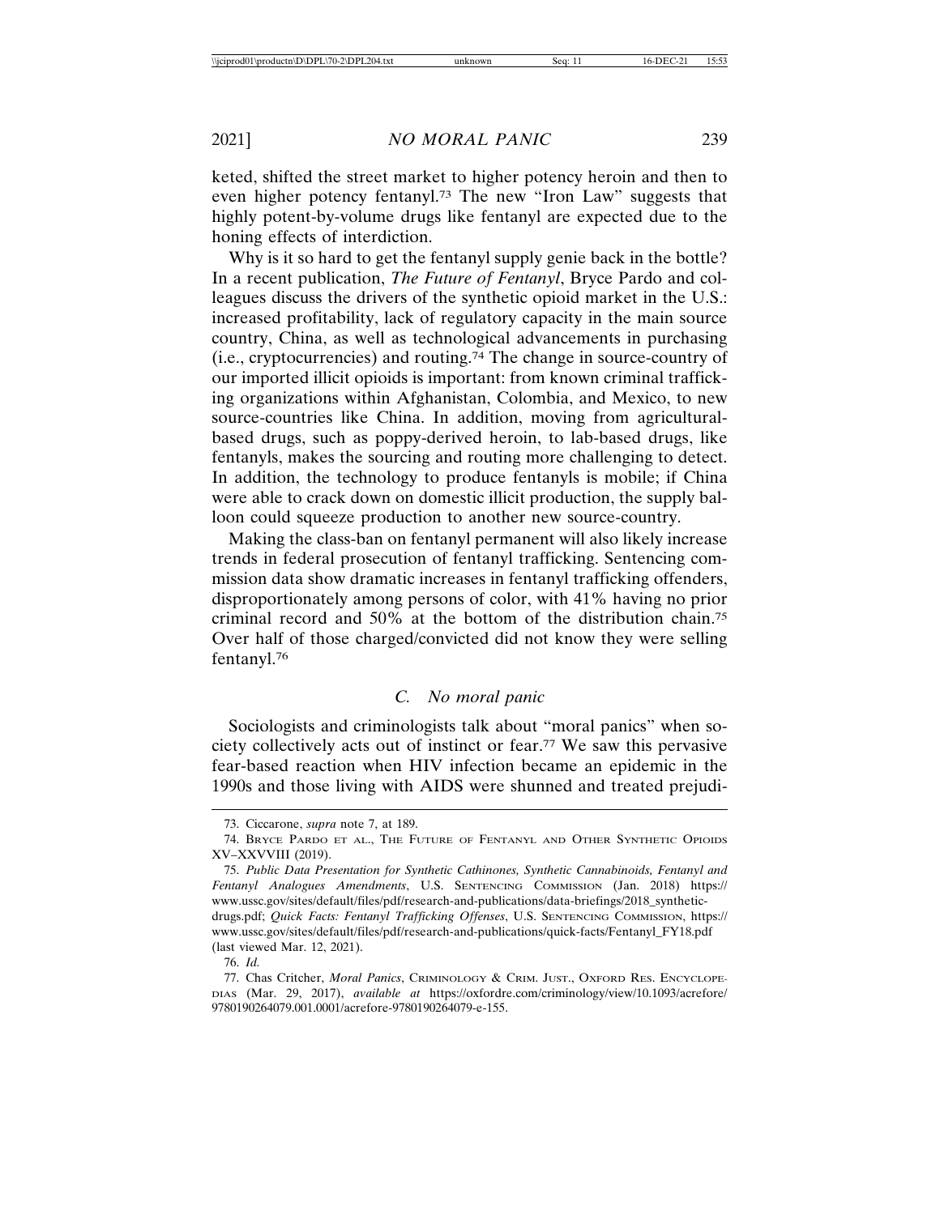keted, shifted the street market to higher potency heroin and then to even higher potency fentanyl.[73] The new "Iron Law" suggests that highly potent-by-volume drugs like fentanyl are expected due to the honing effects of interdiction.

Why is it so hard to get the fentanyl supply genie back in the bottle? In a recent publication, *The Future of Fentanyl*, Bryce Pardo and colleagues discuss the drivers of the synthetic opioid market in the U.S.: increased profitability, lack of regulatory capacity in the main source country, China, as well as technological advancements in purchasing (i.e., cryptocurrencies) and routing.[74] The change in source-country of our imported illicit opioids is important: from known criminal trafficking organizations within Afghanistan, Colombia, and Mexico, to new source-countries like China. In addition, moving from agricultural-based drugs, such as poppy-derived heroin, to lab-based drugs, like fentanyls, makes the sourcing and routing more challenging to detect. In addition, the technology to produce fentanyls is mobile; if China were able to crack down on domestic illicit production, the supply balloon could squeeze production to another new source-country.

Making the class-ban on fentanyl permanent will also likely increase trends in federal prosecution of fentanyl trafficking. Sentencing commission data show dramatic increases in fentanyl trafficking offenders, disproportionately among persons of color, with 41% having no prior criminal record and 50% at the bottom of the distribution chain.[75] Over half of those charged/convicted did not know they were selling fentanyl.[76]

### C. *No moral panic*

Sociologists and criminologists talk about "moral panics" when society collectively acts out of instinct or fear.[77] We saw this pervasive fear-based reaction when HIV infection became an epidemic in the 1990s and those living with AIDS were shunned and treated prejudi-

---

73. Ciccarone, *supra* note 7, at 189.

74. Bryce Pardo et al., The Future of Fentanyl and Other Synthetic Opioids XV–XXVVIII (2019).

75. *Public Data Presentation for Synthetic Cathinones, Synthetic Cannabinoids, Fentanyl and Fentanyl Analogues Amendments*, U.S. Sentencing Commission (Jan. 2018) https://www.ussc.gov/sites/default/files/pdf/research-and-publications/data-briefings/2018_synthetic-drugs.pdf; *Quick Facts: Fentanyl Trafficking Offenses*, U.S. Sentencing Commission, https://www.ussc.gov/sites/default/files/pdf/research-and-publications/quick-facts/Fentanyl_FY18.pdf (last viewed Mar. 12, 2021).

76. *Id.*

77. Chas Critcher, *Moral Panics*, Criminology & Crim. Just., Oxford Res. Encyclopedias (Mar. 29, 2017), *available at* https://oxfordre.com/criminology/view/10.1093/acrefore/9780190264079.001.0001/acrefore-9780190264079-e-155.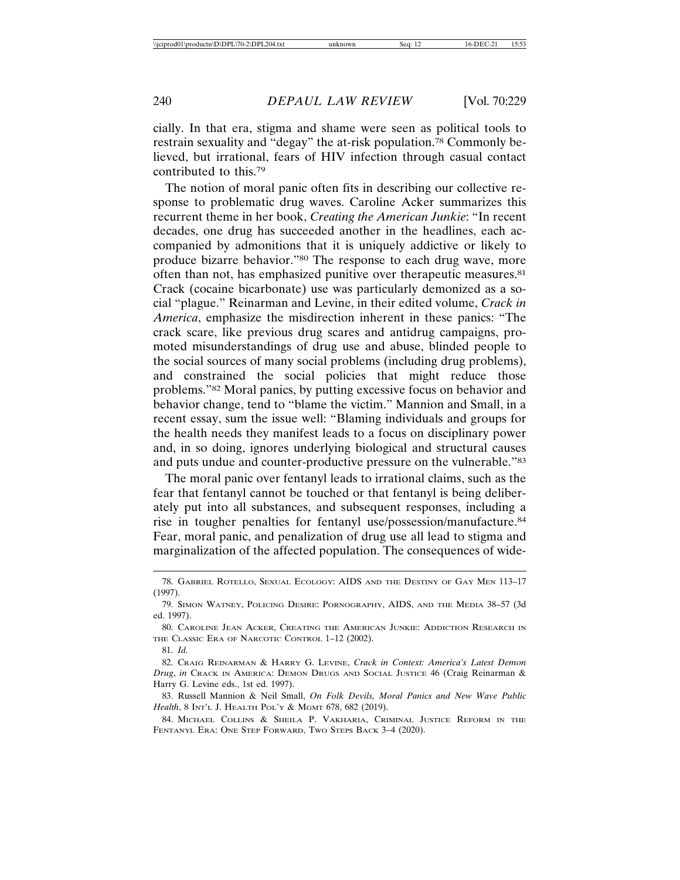cially. In that era, stigma and shame were seen as political tools to restrain sexuality and "degay" the at-risk population.[78] Commonly believed, but irrational, fears of HIV infection through casual contact contributed to this.[79]

The notion of moral panic often fits in describing our collective response to problematic drug waves. Caroline Acker summarizes this recurrent theme in her book, *Creating the American Junkie*: "In recent decades, one drug has succeeded another in the headlines, each accompanied by admonitions that it is uniquely addictive or likely to produce bizarre behavior."[80] The response to each drug wave, more often than not, has emphasized punitive over therapeutic measures.[81] Crack (cocaine bicarbonate) use was particularly demonized as a social "plague." Reinarman and Levine, in their edited volume, *Crack in America*, emphasize the misdirection inherent in these panics: "The crack scare, like previous drug scares and antidrug campaigns, promoted misunderstandings of drug use and abuse, blinded people to the social sources of many social problems (including drug problems), and constrained the social policies that might reduce those problems."[82] Moral panics, by putting excessive focus on behavior and behavior change, tend to "blame the victim." Mannion and Small, in a recent essay, sum the issue well: "Blaming individuals and groups for the health needs they manifest leads to a focus on disciplinary power and, in so doing, ignores underlying biological and structural causes and puts undue and counter-productive pressure on the vulnerable."[83]

The moral panic over fentanyl leads to irrational claims, such as the fear that fentanyl cannot be touched or that fentanyl is being deliberately put into all substances, and subsequent responses, including a rise in tougher penalties for fentanyl use/possession/manufacture.[84] Fear, moral panic, and penalization of drug use all lead to stigma and marginalization of the affected population. The consequences of wide-

---

78. Gabriel Rotello, Sexual Ecology: AIDS and the Destiny of Gay Men 113–17 (1997).

79. Simon Watney, Policing Desire: Pornography, AIDS, and the Media 38–57 (3d ed. 1997).

80. Caroline Jean Acker, Creating the American Junkie: Addiction Research in the Classic Era of Narcotic Control 1–12 (2002).

81. *Id.*

82. Craig Reinarman & Harry G. Levine, *Crack in Context: America's Latest Demon Drug*, *in* Crack in America: Demon Drugs and Social Justice 46 (Craig Reinarman & Harry G. Levine eds., 1st ed. 1997).

83. Russell Mannion & Neil Small, *On Folk Devils, Moral Panics and New Wave Public Health*, 8 Int'l J. Health Pol'y & Mgmt 678, 682 (2019).

84. Michael Collins & Sheila P. Vakharia, Criminal Justice Reform in the Fentanyl Era: One Step Forward, Two Steps Back 3–4 (2020).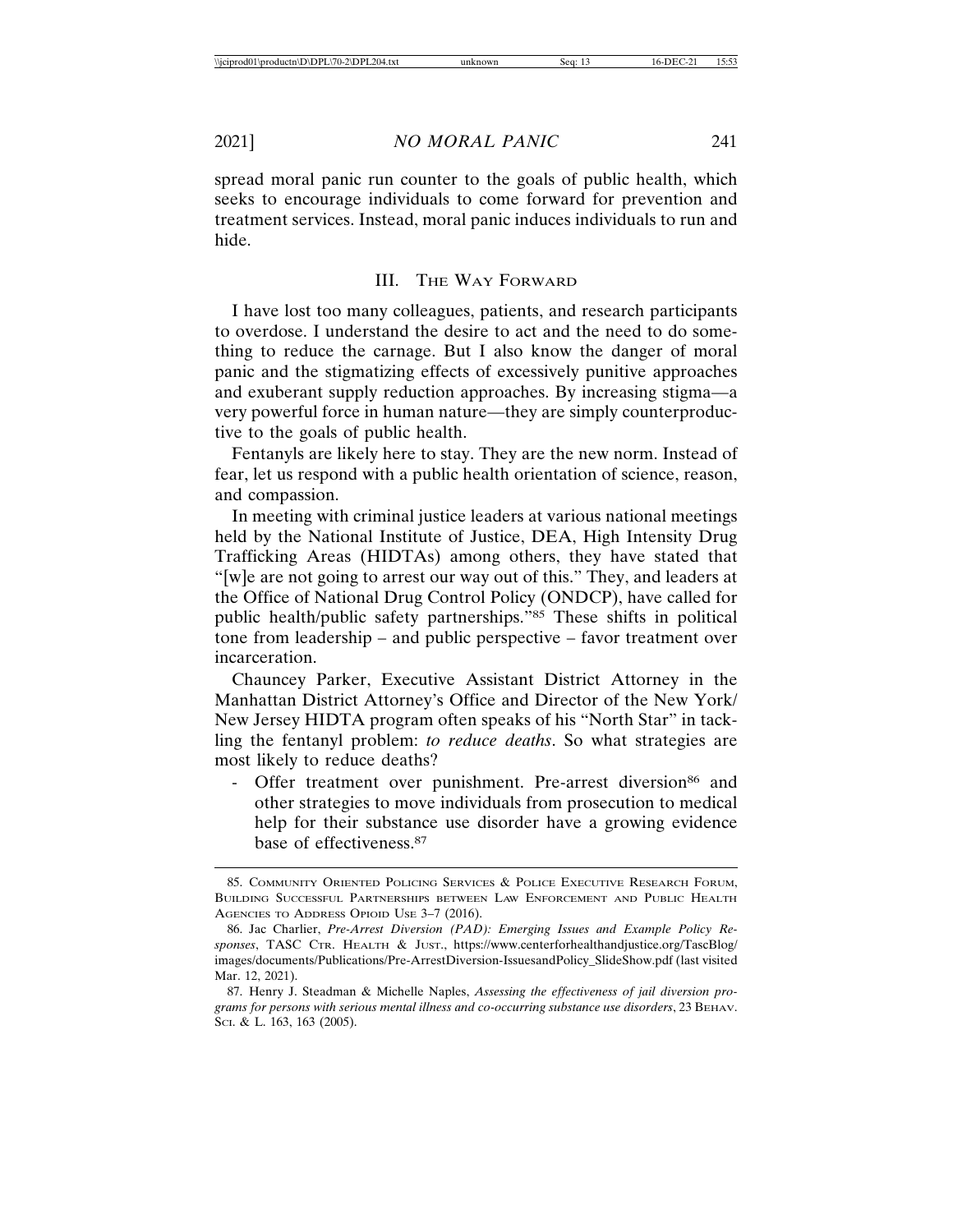spread moral panic run counter to the goals of public health, which seeks to encourage individuals to come forward for prevention and treatment services. Instead, moral panic induces individuals to run and hide.

## III. The Way Forward

I have lost too many colleagues, patients, and research participants to overdose. I understand the desire to act and the need to do something to reduce the carnage. But I also know the danger of moral panic and the stigmatizing effects of excessively punitive approaches and exuberant supply reduction approaches. By increasing stigma—a very powerful force in human nature—they are simply counterproductive to the goals of public health.

Fentanyls are likely here to stay. They are the new norm. Instead of fear, let us respond with a public health orientation of science, reason, and compassion.

In meeting with criminal justice leaders at various national meetings held by the National Institute of Justice, DEA, High Intensity Drug Trafficking Areas (HIDTAs) among others, they have stated that "[w]e are not going to arrest our way out of this." They, and leaders at the Office of National Drug Control Policy (ONDCP), have called for public health/public safety partnerships."[85] These shifts in political tone from leadership – and public perspective – favor treatment over incarceration.

Chauncey Parker, Executive Assistant District Attorney in the Manhattan District Attorney's Office and Director of the New York/New Jersey HIDTA program often speaks of his "North Star" in tackling the fentanyl problem: *to reduce deaths*. So what strategies are most likely to reduce deaths?

- Offer treatment over punishment. Pre-arrest diversion[86] and other strategies to move individuals from prosecution to medical help for their substance use disorder have a growing evidence base of effectiveness.[87]

---

85. Community Oriented Policing Services & Police Executive Research Forum, Building Successful Partnerships between Law Enforcement and Public Health Agencies to Address Opioid Use 3–7 (2016).

86. Jac Charlier, *Pre-Arrest Diversion (PAD): Emerging Issues and Example Policy Responses*, TASC Ctr. Health & Just., https://www.centerforhealthandjustice.org/TascBlog/images/documents/Publications/Pre-ArrestDiversion-IssuesandPolicy_SlideShow.pdf (last visited Mar. 12, 2021).

87. Henry J. Steadman & Michelle Naples, *Assessing the effectiveness of jail diversion programs for persons with serious mental illness and co-occurring substance use disorders*, 23 Behav. Sci. & L. 163, 163 (2005).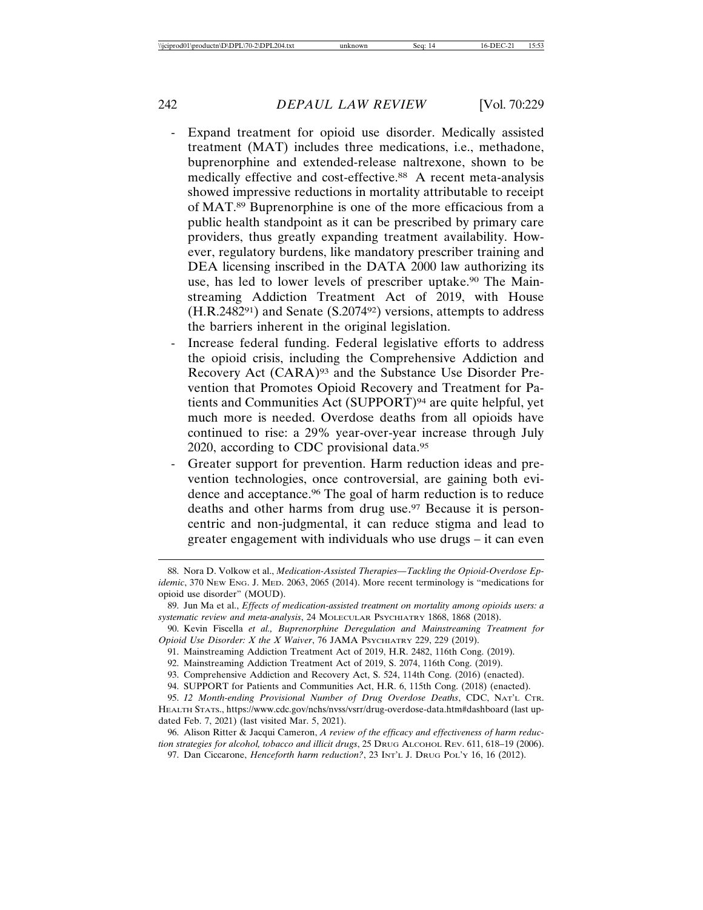- Expand treatment for opioid use disorder. Medically assisted treatment (MAT) includes three medications, i.e., methadone, buprenorphine and extended-release naltrexone, shown to be medically effective and cost-effective.[88] A recent meta-analysis showed impressive reductions in mortality attributable to receipt of MAT.[89] Buprenorphine is one of the more efficacious from a public health standpoint as it can be prescribed by primary care providers, thus greatly expanding treatment availability. However, regulatory burdens, like mandatory prescriber training and DEA licensing inscribed in the DATA 2000 law authorizing its use, has led to lower levels of prescriber uptake.[90] The Mainstreaming Addiction Treatment Act of 2019, with House (H.R.2482[91]) and Senate (S.2074[92]) versions, attempts to address the barriers inherent in the original legislation.
- Increase federal funding. Federal legislative efforts to address the opioid crisis, including the Comprehensive Addiction and Recovery Act (CARA)[93] and the Substance Use Disorder Prevention that Promotes Opioid Recovery and Treatment for Patients and Communities Act (SUPPORT)[94] are quite helpful, yet much more is needed. Overdose deaths from all opioids have continued to rise: a 29% year-over-year increase through July 2020, according to CDC provisional data.[95]
- Greater support for prevention. Harm reduction ideas and prevention technologies, once controversial, are gaining both evidence and acceptance.[96] The goal of harm reduction is to reduce deaths and other harms from drug use.[97] Because it is person-centric and non-judgmental, it can reduce stigma and lead to greater engagement with individuals who use drugs – it can even

---

88. Nora D. Volkow et al., *Medication-Assisted Therapies—Tackling the Opioid-Overdose Epidemic*, 370 New Eng. J. Med. 2063, 2065 (2014). More recent terminology is "medications for opioid use disorder" (MOUD).

89. Jun Ma et al., *Effects of medication-assisted treatment on mortality among opioids users: a systematic review and meta-analysis*, 24 Molecular Psychiatry 1868, 1868 (2018).

90. Kevin Fiscella *et al., Buprenorphine Deregulation and Mainstreaming Treatment for Opioid Use Disorder: X the X Waiver*, 76 JAMA Psychiatry 229, 229 (2019).

91. Mainstreaming Addiction Treatment Act of 2019, H.R. 2482, 116th Cong. (2019).

92. Mainstreaming Addiction Treatment Act of 2019, S. 2074, 116th Cong. (2019).

93. Comprehensive Addiction and Recovery Act, S. 524, 114th Cong. (2016) (enacted).

94. SUPPORT for Patients and Communities Act, H.R. 6, 115th Cong. (2018) (enacted).

95. *12 Month-ending Provisional Number of Drug Overdose Deaths*, CDC, Nat'l Ctr. Health Stats., https://www.cdc.gov/nchs/nvss/vsrr/drug-overdose-data.htm#dashboard (last updated Feb. 7, 2021) (last visited Mar. 5, 2021).

96. Alison Ritter & Jacqui Cameron, *A review of the efficacy and effectiveness of harm reduction strategies for alcohol, tobacco and illicit drugs*, 25 Drug Alcohol Rev. 611, 618–19 (2006).

97. Dan Ciccarone, *Henceforth harm reduction?*, 23 Int'l J. Drug Pol'y 16, 16 (2012).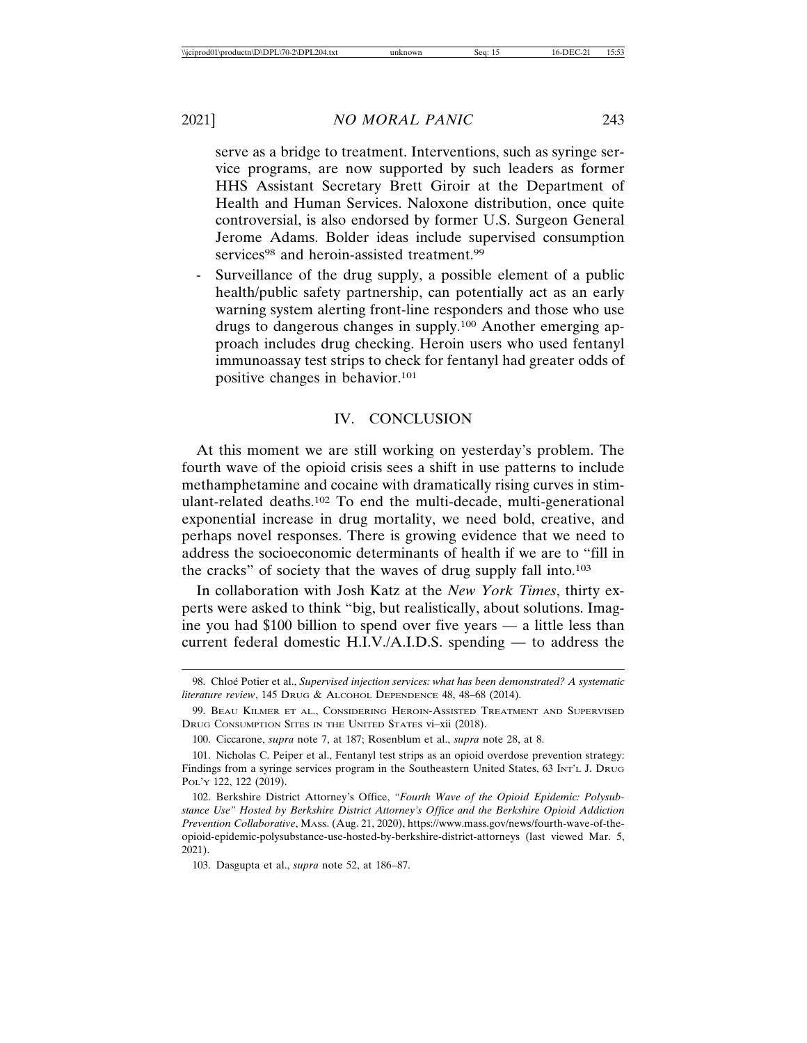serve as a bridge to treatment. Interventions, such as syringe service programs, are now supported by such leaders as former HHS Assistant Secretary Brett Giroir at the Department of Health and Human Services. Naloxone distribution, once quite controversial, is also endorsed by former U.S. Surgeon General Jerome Adams. Bolder ideas include supervised consumption services[98] and heroin-assisted treatment.[99]

- Surveillance of the drug supply, a possible element of a public health/public safety partnership, can potentially act as an early warning system alerting front-line responders and those who use drugs to dangerous changes in supply.[100] Another emerging approach includes drug checking. Heroin users who used fentanyl immunoassay test strips to check for fentanyl had greater odds of positive changes in behavior.[101]

## IV. CONCLUSION

At this moment we are still working on yesterday's problem. The fourth wave of the opioid crisis sees a shift in use patterns to include methamphetamine and cocaine with dramatically rising curves in stimulant-related deaths.[102] To end the multi-decade, multi-generational exponential increase in drug mortality, we need bold, creative, and perhaps novel responses. There is growing evidence that we need to address the socioeconomic determinants of health if we are to "fill in the cracks" of society that the waves of drug supply fall into.[103]

In collaboration with Josh Katz at the *New York Times*, thirty experts were asked to think "big, but realistically, about solutions. Imagine you had $100 billion to spend over five years — a little less than current federal domestic H.I.V./A.I.D.S. spending — to address the

---

98. Chloé Potier et al., *Supervised injection services: what has been demonstrated? A systematic literature review*, 145 DRUG & ALCOHOL DEPENDENCE 48, 48–68 (2014).

99. BEAU KILMER ET AL., CONSIDERING HEROIN-ASSISTED TREATMENT AND SUPERVISED DRUG CONSUMPTION SITES IN THE UNITED STATES vi–xii (2018).

100. Ciccarone, *supra* note 7, at 187; Rosenblum et al., *supra* note 28, at 8.

101. Nicholas C. Peiper et al., Fentanyl test strips as an opioid overdose prevention strategy: Findings from a syringe services program in the Southeastern United States, 63 INT'L J. DRUG POL'Y 122, 122 (2019).

102. Berkshire District Attorney's Office, *"Fourth Wave of the Opioid Epidemic: Polysubstance Use" Hosted by Berkshire District Attorney's Office and the Berkshire Opioid Addiction Prevention Collaborative*, MASS. (Aug. 21, 2020), https://www.mass.gov/news/fourth-wave-of-the-opioid-epidemic-polysubstance-use-hosted-by-berkshire-district-attorneys (last viewed Mar. 5, 2021).

103. Dasgupta et al., *supra* note 52, at 186–87.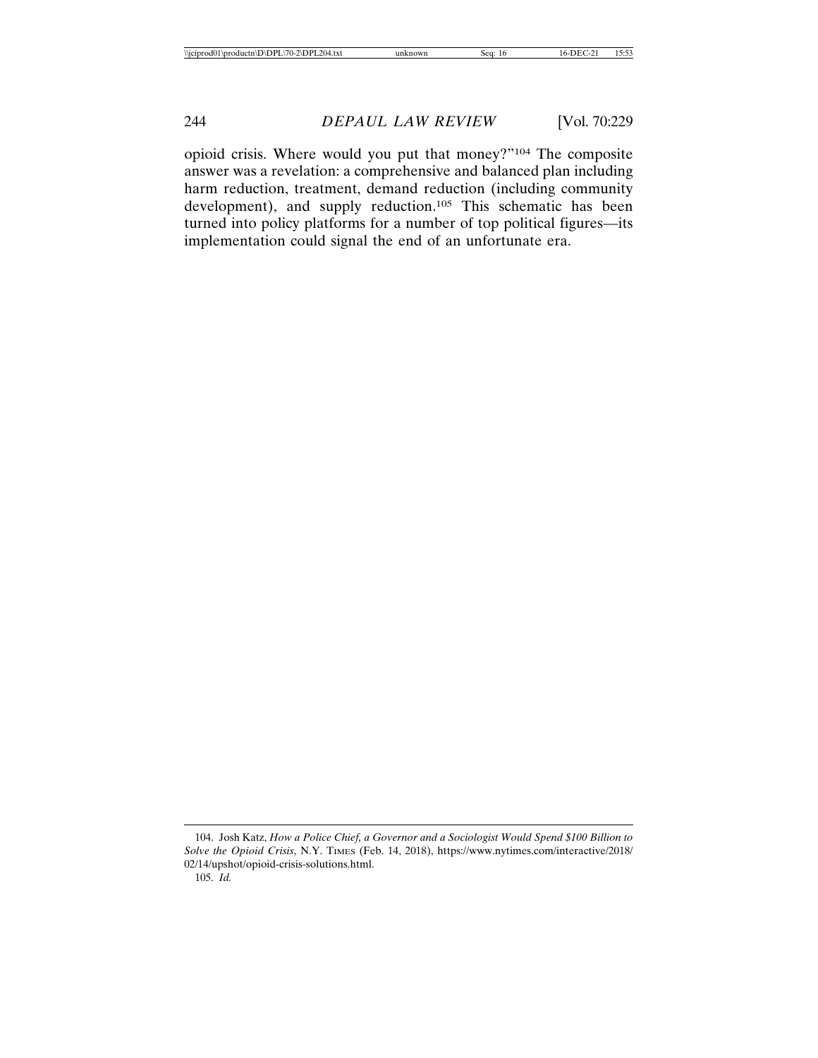opioid crisis. Where would you put that money?"[104] The composite answer was a revelation: a comprehensive and balanced plan including harm reduction, treatment, demand reduction (including community development), and supply reduction.[105] This schematic has been turned into policy platforms for a number of top political figures—its implementation could signal the end of an unfortunate era.

---

104. Josh Katz, *How a Police Chief, a Governor and a Sociologist Would Spend $100 Billion to Solve the Opioid Crisis*, N.Y. TIMES (Feb. 14, 2018), https://www.nytimes.com/interactive/2018/02/14/upshot/opioid-crisis-solutions.html.

105. *Id.*